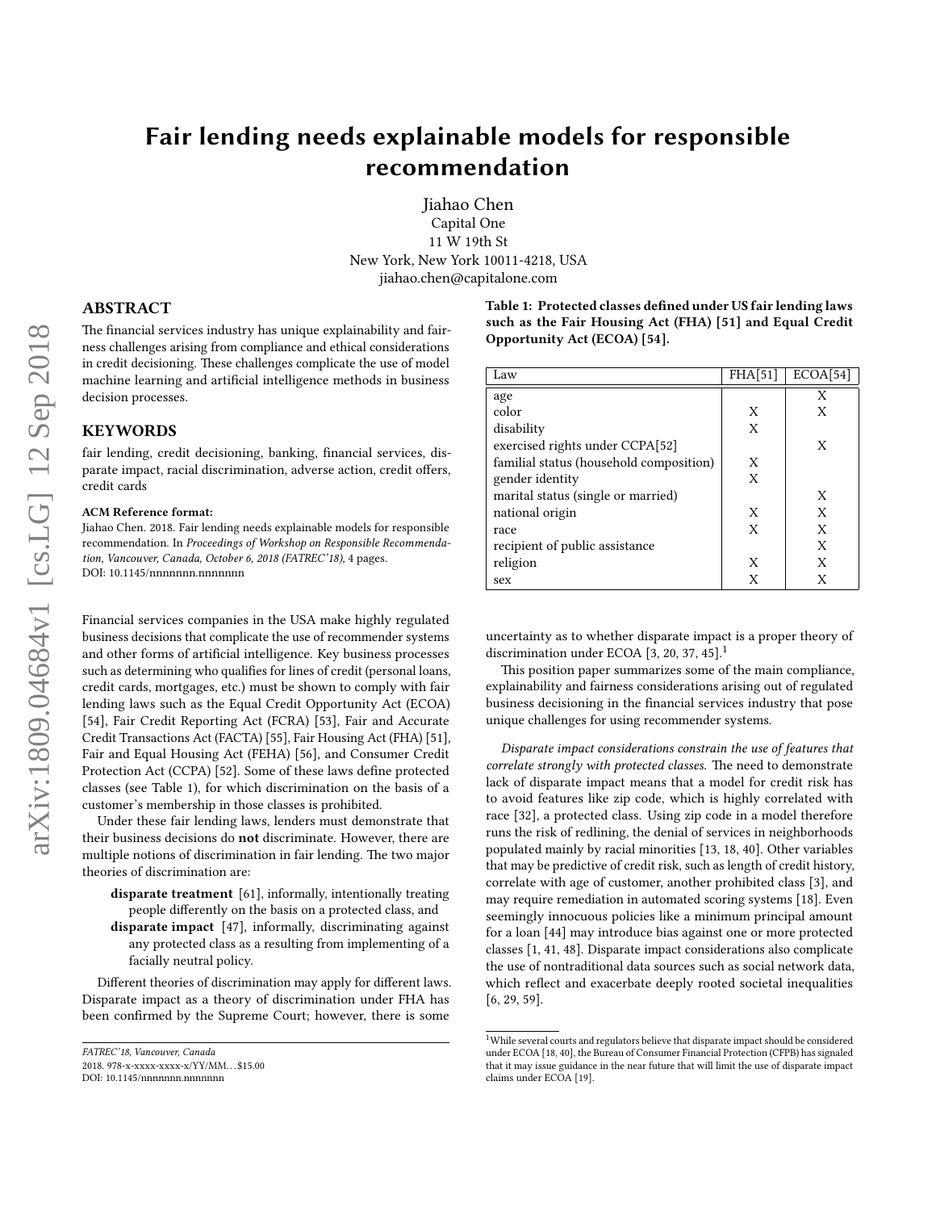# Fair lending needs explainable models for responsible recommendation

Jiahao Chen
Capital One
11 W 19th St
New York, New York 10011-4218, USA
jiahao.chen@capitalone.com

## ABSTRACT

The financial services industry has unique explainability and fairness challenges arising from compliance and ethical considerations in credit decisioning. These challenges complicate the use of model machine learning and artificial intelligence methods in business decision processes.

## KEYWORDS

fair lending, credit decisioning, banking, financial services, disparate impact, racial discrimination, adverse action, credit offers, credit cards

**ACM Reference format:**
Jiahao Chen. 2018. Fair lending needs explainable models for responsible recommendation. In *Proceedings of Workshop on Responsible Recommendation, Vancouver, Canada, October 6, 2018 (FATREC'18),* 4 pages.
DOI: 10.1145/nnnnnnn.nnnnnnn

Financial services companies in the USA make highly regulated business decisions that complicate the use of recommender systems and other forms of artificial intelligence. Key business processes such as determining who qualifies for lines of credit (personal loans, credit cards, mortgages, etc.) must be shown to comply with fair lending laws such as the Equal Credit Opportunity Act (ECOA) [54], Fair Credit Reporting Act (FCRA) [53], Fair and Accurate Credit Transactions Act (FACTA) [55], Fair Housing Act (FHA) [51], Fair and Equal Housing Act (FEHA) [56], and Consumer Credit Protection Act (CCPA) [52]. Some of these laws define protected classes (see Table 1), for which discrimination on the basis of a customer's membership in those classes is prohibited.

Under these fair lending laws, lenders must demonstrate that their business decisions do **not** discriminate. However, there are multiple notions of discrimination in fair lending. The two major theories of discrimination are:

- **disparate treatment** [61], informally, intentionally treating people differently on the basis on a protected class, and
- **disparate impact** [47], informally, discriminating against any protected class as a resulting from implementing of a facially neutral policy.

Different theories of discrimination may apply for different laws. Disparate impact as a theory of discrimination under FHA has been confirmed by the Supreme Court; however, there is some uncertainty as to whether disparate impact is a proper theory of discrimination under ECOA [3, 20, 37, 45].[1]

**Table 1: Protected classes defined under US fair lending laws such as the Fair Housing Act (FHA) [51] and Equal Credit Opportunity Act (ECOA) [54].**

| Law | FHA[51] | ECOA[54] |
|---|---|---|
| age | | X |
| color | X | X |
| disability | X | |
| exercised rights under CCPA[52] | | X |
| familial status (household composition) | X | |
| gender identity | X | |
| marital status (single or married) | | X |
| national origin | X | X |
| race | X | X |
| recipient of public assistance | | X |
| religion | X | X |
| sex | X | X |

This position paper summarizes some of the main compliance, explainability and fairness considerations arising out of regulated business decisioning in the financial services industry that pose unique challenges for using recommender systems.

*Disparate impact considerations constrain the use of features that correlate strongly with protected classes.* The need to demonstrate lack of disparate impact means that a model for credit risk has to avoid features like zip code, which is highly correlated with race [32], a protected class. Using zip code in a model therefore runs the risk of redlining, the denial of services in neighborhoods populated mainly by racial minorities [13, 18, 40]. Other variables that may be predictive of credit risk, such as length of credit history, correlate with age of customer, another prohibited class [3], and may require remediation in automated scoring systems [18]. Even seemingly innocuous policies like a minimum principal amount for a loan [44] may introduce bias against one or more protected classes [1, 41, 48]. Disparate impact considerations also complicate the use of nontraditional data sources such as social network data, which reflect and exacerbate deeply rooted societal inequalities [6, 29, 59].

[1] While several courts and regulators believe that disparate impact should be considered under ECOA [18, 40], the Bureau of Consumer Financial Protection (CFPB) has signaled that it may issue guidance in the near future that will limit the use of disparate impact claims under ECOA [19].

FATREC'18, Vancouver, Canada
2018. 978-x-xxxx-xxxx-x/YY/MM...$15.00
DOI: 10.1145/nnnnnnn.nnnnnnn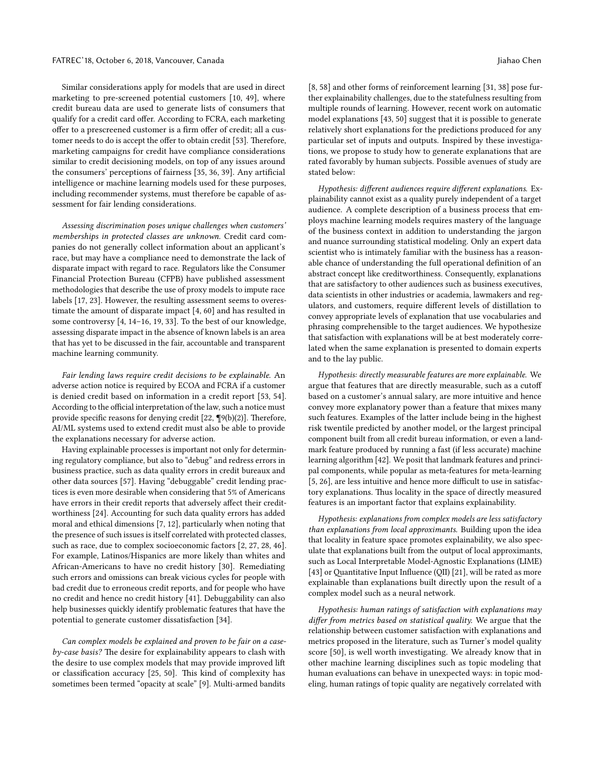Similar considerations apply for models that are used in direct marketing to pre-screened potential customers [10, 49], where credit bureau data are used to generate lists of consumers that qualify for a credit card offer. According to FCRA, each marketing offer to a prescreened customer is a firm offer of credit; all a customer needs to do is accept the offer to obtain credit [53]. Therefore, marketing campaigns for credit have compliance considerations similar to credit decisioning models, on top of any issues around the consumers' perceptions of fairness [35, 36, 39]. Any artificial intelligence or machine learning models used for these purposes, including recommender systems, must therefore be capable of assessment for fair lending considerations.

*Assessing discrimination poses unique challenges when customers' memberships in protected classes are unknown.* Credit card companies do not generally collect information about an applicant's race, but may have a compliance need to demonstrate the lack of disparate impact with regard to race. Regulators like the Consumer Financial Protection Bureau (CFPB) have published assessment methodologies that describe the use of proxy models to impute race labels [17, 23]. However, the resulting assessment seems to overestimate the amount of disparate impact [4, 60] and has resulted in some controversy [4, 14–16, 19, 33]. To the best of our knowledge, assessing disparate impact in the absence of known labels is an area that has yet to be discussed in the fair, accountable and transparent machine learning community.

*Fair lending laws require credit decisions to be explainable.* An adverse action notice is required by ECOA and FCRA if a customer is denied credit based on information in a credit report [53, 54]. According to the official interpretation of the law, such a notice must provide specific reasons for denying credit [22, ¶9(b)(2)]. Therefore, AI/ML systems used to extend credit must also be able to provide the explanations necessary for adverse action.

Having explainable processes is important not only for determining regulatory compliance, but also to "debug" and redress errors in business practice, such as data quality errors in credit bureaux and other data sources [57]. Having "debuggable" credit lending practices is even more desirable when considering that 5% of Americans have errors in their credit reports that adversely affect their creditworthiness [24]. Accounting for such data quality errors has added moral and ethical dimensions [7, 12], particularly when noting that the presence of such issues is itself correlated with protected classes, such as race, due to complex socioeconomic factors [2, 27, 28, 46]. For example, Latinos/Hispanics are more likely than whites and African-Americans to have no credit history [30]. Remediating such errors and omissions can break vicious cycles for people with bad credit due to erroneous credit reports, and for people who have no credit and hence no credit history [41]. Debuggability can also help businesses quickly identify problematic features that have the potential to generate customer dissatisfaction [34].

*Can complex models be explained and proven to be fair on a case-by-case basis?* The desire for explainability appears to clash with the desire to use complex models that may provide improved lift or classification accuracy [25, 50]. This kind of complexity has sometimes been termed "opacity at scale" [9]. Multi-armed bandits [8, 58] and other forms of reinforcement learning [31, 38] pose further explainability challenges, due to the statefulness resulting from multiple rounds of learning. However, recent work on automatic model explanations [43, 50] suggest that it is possible to generate relatively short explanations for the predictions produced for any particular set of inputs and outputs. Inspired by these investigations, we propose to study how to generate explanations that are rated favorably by human subjects. Possible avenues of study are stated below:

*Hypothesis: different audiences require different explanations.* Explainability cannot exist as a quality purely independent of a target audience. A complete description of a business process that employs machine learning models requires mastery of the language of the business context in addition to understanding the jargon and nuance surrounding statistical modeling. Only an expert data scientist who is intimately familiar with the business has a reasonable chance of understanding the full operational definition of an abstract concept like creditworthiness. Consequently, explanations that are satisfactory to other audiences such as business executives, data scientists in other industries or academia, lawmakers and regulators, and customers, require different levels of distillation to convey appropriate levels of explanation that use vocabularies and phrasing comprehensible to the target audiences. We hypothesize that satisfaction with explanations will be at best moderately correlated when the same explanation is presented to domain experts and to the lay public.

*Hypothesis: directly measurable features are more explainable.* We argue that features that are directly measurable, such as a cutoff based on a customer's annual salary, are more intuitive and hence convey more explanatory power than a feature that mixes many such features. Examples of the latter include being in the highest risk twentile predicted by another model, or the largest principal component built from all credit bureau information, or even a landmark feature produced by running a fast (if less accurate) machine learning algorithm [42]. We posit that landmark features and principal components, while popular as meta-features for meta-learning [5, 26], are less intuitive and hence more difficult to use in satisfactory explanations. Thus locality in the space of directly measured features is an important factor that explains explainability.

*Hypothesis: explanations from complex models are less satisfactory than explanations from local approximants.* Building upon the idea that locality in feature space promotes explainability, we also speculate that explanations built from the output of local approximants, such as Local Interpretable Model-Agnostic Explanations (LIME) [43] or Quantitative Input Influence (QII) [21], will be rated as more explainable than explanations built directly upon the result of a complex model such as a neural network.

*Hypothesis: human ratings of satisfaction with explanations may differ from metrics based on statistical quality.* We argue that the relationship between customer satisfaction with explanations and metrics proposed in the literature, such as Turner's model quality score [50], is well worth investigating. We already know that in other machine learning disciplines such as topic modeling that human evaluations can behave in unexpected ways: in topic modeling, human ratings of topic quality are negatively correlated with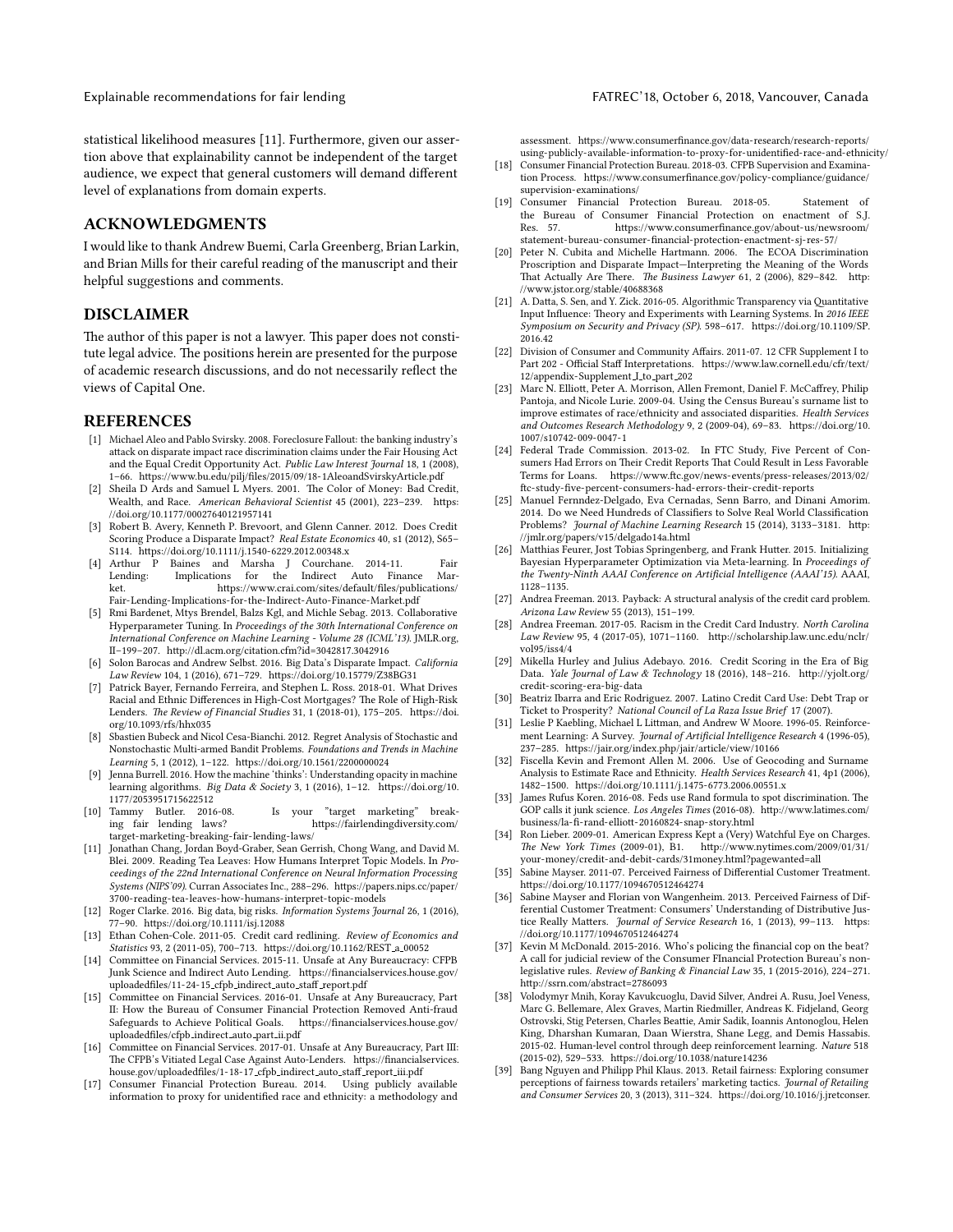statistical likelihood measures [11]. Furthermore, given our assertion above that explainability cannot be independent of the target audience, we expect that general customers will demand different level of explanations from domain experts.

## ACKNOWLEDGMENTS

I would like to thank Andrew Buemi, Carla Greenberg, Brian Larkin, and Brian Mills for their careful reading of the manuscript and their helpful suggestions and comments.

## DISCLAIMER

The author of this paper is not a lawyer. This paper does not constitute legal advice. The positions herein are presented for the purpose of academic research discussions, and do not necessarily reflect the views of Capital One.

## REFERENCES

- [1] Michael Aleo and Pablo Svirsky. 2008. Foreclosure Fallout: the banking industry's attack on disparate impact race discrimination claims under the Fair Housing Act and the Equal Credit Opportunity Act. *Public Law Interest Journal* 18, 1 (2008), 1–66. https://www.bu.edu/pilj/files/2015/09/18-1AleoandSvirskyArticle.pdf
- [2] Sheila D Ards and Samuel L Myers. 2001. The Color of Money: Bad Credit, Wealth, and Race. *American Behavioral Scientist* 45 (2001), 223–239. https://doi.org/10.1177/00027640121957141
- [3] Robert B. Avery, Kenneth P. Brevoort, and Glenn Canner. 2012. Does Credit Scoring Produce a Disparate Impact? *Real Estate Economics* 40, s1 (2012), S65–S114. https://doi.org/10.1111/j.1540-6229.2012.00348.x
- [4] Arthur P Baines and Marsha J Courchane. 2014-11. Fair Lending: Implications for the Indirect Auto Finance Market. https://www.crai.com/sites/default/files/publications/Fair-Lending-Implications-for-the-Indirect-Auto-Finance-Market.pdf
- [5] Rmi Bardenet, Mtys Brendel, Balzs Kgl, and Michle Sebag. 2013. Collaborative Hyperparameter Tuning. In *Proceedings of the 30th International Conference on International Conference on Machine Learning - Volume 28 (ICML'13)*. JMLR.org, II–199–207. http://dl.acm.org/citation.cfm?id=3042817.3042916
- [6] Solon Barocas and Andrew Selbst. 2016. Big Data's Disparate Impact. *California Law Review* 104, 1 (2016), 671–729. https://doi.org/10.15779/Z38BG31
- [7] Patrick Bayer, Fernando Ferreira, and Stephen L. Ross. 2018-01. What Drives Racial and Ethnic Differences in High-Cost Mortgages? The Role of High-Risk Lenders. *The Review of Financial Studies* 31, 1 (2018-01), 175–205. https://doi.org/10.1093/rfs/hhx035
- [8] Sbastien Bubeck and Nicol Cesa-Bianchi. 2012. Regret Analysis of Stochastic and Nonstochastic Multi-armed Bandit Problems. *Foundations and Trends in Machine Learning* 5, 1 (2012), 1–122. https://doi.org/10.1561/2200000024
- [9] Jenna Burrell. 2016. How the machine 'thinks': Understanding opacity in machine learning algorithms. *Big Data & Society* 3, 1 (2016), 1–12. https://doi.org/10.1177/2053951715622512
- [10] Tammy Butler. 2016-08. Is your "target marketing" breaking fair lending laws? https://fairlendingdiversity.com/target-marketing-breaking-fair-lending-laws/
- [11] Jonathan Chang, Jordan Boyd-Graber, Sean Gerrish, Chong Wang, and David M. Blei. 2009. Reading Tea Leaves: How Humans Interpret Topic Models. In *Proceedings of the 22nd International Conference on Neural Information Processing Systems (NIPS'09)*. Curran Associates Inc., 288–296. https://papers.nips.cc/paper/3700-reading-tea-leaves-how-humans-interpret-topic-models
- [12] Roger Clarke. 2016. Big data, big risks. *Information Systems Journal* 26, 1 (2016), 77–90. https://doi.org/10.1111/isj.12088
- [13] Ethan Cohen-Cole. 2011-05. Credit card redlining. *Review of Economics and Statistics* 93, 2 (2011-05), 700–713. https://doi.org/10.1162/REST_a_00052
- [14] Committee on Financial Services. 2015-11. Unsafe at Any Bureaucracy: CFPB Junk Science and Indirect Auto Lending. https://financialservices.house.gov/uploadedfiles/11-24-15_cfpb_indirect_auto_staff_report.pdf
- [15] Committee on Financial Services. 2016-01. Unsafe at Any Bureaucracy, Part II: How the Bureau of Consumer Financial Protection Removed Anti-fraud Safeguards to Achieve Political Goals. https://financialservices.house.gov/uploadedfiles/cfpb_indirect_auto_part_ii.pdf
- [16] Committee on Financial Services. 2017-01. Unsafe at Any Bureaucracy, Part III: The CFPB's Vitiated Legal Case Against Auto-Lenders. https://financialservices.house.gov/uploadedfiles/1-18-17_cfpb_indirect_auto_staff_report_iii.pdf
- [17] Consumer Financial Protection Bureau. 2014. Using publicly available information to proxy for unidentified race and ethnicity: a methodology and assessment. https://www.consumerfinance.gov/data-research/research-reports/using-publicly-available-information-to-proxy-for-unidentified-race-and-ethnicity/
- [18] Consumer Financial Protection Bureau. 2018-03. CFPB Supervision and Examination Process. https://www.consumerfinance.gov/policy-compliance/guidance/supervision-examinations/
- [19] Consumer Financial Protection Bureau. 2018-05. Statement of the Bureau of Consumer Financial Protection on enactment of S.J. Res. 57. https://www.consumerfinance.gov/about-us/newsroom/statement-bureau-consumer-financial-protection-enactment-sj-res-57/
- [20] Peter N. Cubita and Michelle Hartmann. 2006. The ECOA Discrimination Proscription and Disparate Impact—Interpreting the Meaning of the Words That Actually Are There. *The Business Lawyer* 61, 2 (2006), 829–842. http://www.jstor.org/stable/40688368
- [21] A. Datta, S. Sen, and Y. Zick. 2016-05. Algorithmic Transparency via Quantitative Input Influence: Theory and Experiments with Learning Systems. In *2016 IEEE Symposium on Security and Privacy (SP)*. 598–617. https://doi.org/10.1109/SP.2016.42
- [22] Division of Consumer and Community Affairs. 2011-07. 12 CFR Supplement I to Part 202 - Official Staff Interpretations. https://www.law.cornell.edu/cfr/text/12/appendix-Supplement_I_to_part_202
- [23] Marc N. Elliott, Peter A. Morrison, Allen Fremont, Daniel F. McCaffrey, Philip Pantoja, and Nicole Lurie. 2009-04. Using the Census Bureau's surname list to improve estimates of race/ethnicity and associated disparities. *Health Services and Outcomes Research Methodology* 9, 2 (2009-04), 69–83. https://doi.org/10.1007/s10742-009-0047-1
- [24] Federal Trade Commission. 2013-02. In FTC Study, Five Percent of Consumers Had Errors on Their Credit Reports That Could Result in Less Favorable Terms for Loans. https://www.ftc.gov/news-events/press-releases/2013/02/ftc-study-five-percent-consumers-had-errors-their-credit-reports
- [25] Manuel Fernndez-Delgado, Eva Cernadas, Senn Barro, and Dinani Amorim. 2014. Do we Need Hundreds of Classifiers to Solve Real World Classification Problems? *Journal of Machine Learning Research* 15 (2014), 3133–3181. http://jmlr.org/papers/v15/delgado14a.html
- [26] Matthias Feurer, Jost Tobias Springenberg, and Frank Hutter. 2015. Initializing Bayesian Hyperparameter Optimization via Meta-learning. In *Proceedings of the Twenty-Ninth AAAI Conference on Artificial Intelligence (AAAI'15)*. AAAI, 1128–1135.
- [27] Andrea Freeman. 2013. Payback: A structural analysis of the credit card problem. *Arizona Law Review* 55 (2013), 151–199.
- [28] Andrea Freeman. 2017-05. Racism in the Credit Card Industry. *North Carolina Law Review* 95, 4 (2017-05), 1071–1160. http://scholarship.law.unc.edu/nclr/vol95/iss4/4
- [29] Mikella Hurley and Julius Adebayo. 2016. Credit Scoring in the Era of Big Data. *Yale Journal of Law & Technology* 18 (2016), 148–216. http://yjolt.org/credit-scoring-era-big-data
- [30] Beatriz Ibarra and Eric Rodriguez. 2007. Latino Credit Card Use: Debt Trap or Ticket to Prosperity? *National Council of La Raza Issue Brief* 17 (2007).
- [31] Leslie P Kaebling, Michael L Littman, and Andrew W Moore. 1996-05. Reinforcement Learning: A Survey. *Journal of Artificial Intelligence Research* 4 (1996-05), 237–285. https://jair.org/index.php/jair/article/view/10166
- [32] Fiscella Kevin and Fremont Allen M. 2006. Use of Geocoding and Surname Analysis to Estimate Race and Ethnicity. *Health Services Research* 41, 4p1 (2006), 1482–1500. https://doi.org/10.1111/j.1475-6773.2006.00551.x
- [33] James Rufus Koren. 2016-08. Feds use Rand formula to spot discrimination. The GOP calls it junk science. *Los Angeles Times* (2016-08). http://www.latimes.com/business/la-fi-rand-elliott-20160824-snap-story.html
- [34] Ron Lieber. 2009-01. American Express Kept a (Very) Watchful Eye on Charges. *The New York Times* (2009-01), B1. http://www.nytimes.com/2009/01/31/your-money/credit-and-debit-cards/31money.html?pagewanted=all
- [35] Sabine Mayser. 2011-07. Perceived Fairness of Differential Customer Treatment. https://doi.org/10.1177/1094670512464274
- [36] Sabine Mayser and Florian von Wangenheim. 2013. Perceived Fairness of Differential Customer Treatment: Consumers' Understanding of Distributive Justice Really Matters. *Journal of Service Research* 16, 1 (2013), 99–113. https://doi.org/10.1177/1094670512464274
- [37] Kevin M McDonald. 2015-2016. Who's policing the financial cop on the beat? A call for judicial review of the Consumer FInancial Protection Bureau's non-legislative rules. *Review of Banking & Financial Law* 35, 1 (2015-2016), 224–271. http://ssrn.com/abstract=2786093
- [38] Volodymyr Mnih, Koray Kavukcuoglu, David Silver, Andrei A. Rusu, Joel Veness, Marc G. Bellemare, Alex Graves, Martin Riedmiller, Andreas K. Fidjeland, Georg Ostrovski, Stig Petersen, Charles Beattie, Amir Sadik, Ioannis Antonoglou, Helen King, Dharshan Kumaran, Daan Wierstra, Shane Legg, and Demis Hassabis. 2015-02. Human-level control through deep reinforcement learning. *Nature* 518 (2015-02), 529–533. https://doi.org/10.1038/nature14236
- [39] Bang Nguyen and Philipp Phil Klaus. 2013. Retail fairness: Exploring consumer perceptions of fairness towards retailers' marketing tactics. *Journal of Retailing and Consumer Services* 20, 3 (2013), 311–324. https://doi.org/10.1016/j.jretconser.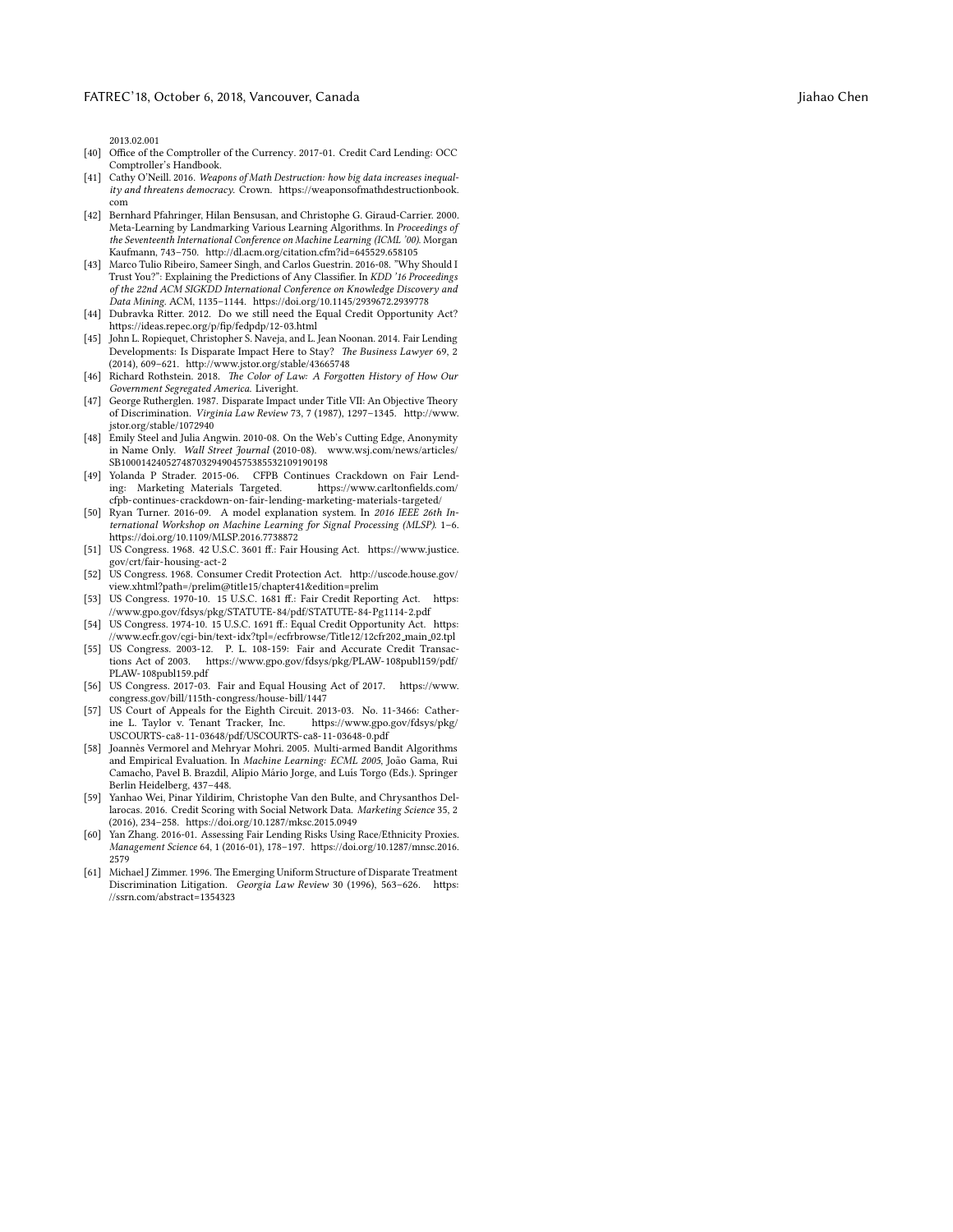2013.02.001

- [40] Office of the Comptroller of the Currency. 2017-01. Credit Card Lending: OCC Comptroller's Handbook.
- [41] Cathy O'Neill. 2016. *Weapons of Math Destruction: how big data increases inequality and threatens democracy.* Crown. https://weaponsofmathdestructionbook.com
- [42] Bernhard Pfahringer, Hilan Bensusan, and Christophe G. Giraud-Carrier. 2000. Meta-Learning by Landmarking Various Learning Algorithms. In *Proceedings of the Seventeenth International Conference on Machine Learning (ICML '00)*. Morgan Kaufmann, 743–750. http://dl.acm.org/citation.cfm?id=645529.658105
- [43] Marco Tulio Ribeiro, Sameer Singh, and Carlos Guestrin. 2016-08. "Why Should I Trust You?": Explaining the Predictions of Any Classifier. In *KDD '16 Proceedings of the 22nd ACM SIGKDD International Conference on Knowledge Discovery and Data Mining*. ACM, 1135–1144. https://doi.org/10.1145/2939672.2939778
- [44] Dubravka Ritter. 2012. Do we still need the Equal Credit Opportunity Act? https://ideas.repec.org/p/fip/fedpdp/12-03.html
- [45] John L. Ropiequet, Christopher S. Naveja, and L. Jean Noonan. 2014. Fair Lending Developments: Is Disparate Impact Here to Stay? *The Business Lawyer* 69, 2 (2014), 609–621. http://www.jstor.org/stable/43665748
- [46] Richard Rothstein. 2018. *The Color of Law: A Forgotten History of How Our Government Segregated America.* Liveright.
- [47] George Rutherglen. 1987. Disparate Impact under Title VII: An Objective Theory of Discrimination. *Virginia Law Review* 73, 7 (1987), 1297–1345. http://www.jstor.org/stable/1072940
- [48] Emily Steel and Julia Angwin. 2010-08. On the Web's Cutting Edge, Anonymity in Name Only. *Wall Street Journal* (2010-08). www.wsj.com/news/articles/SB10001424052748703294904575385532109190198
- [49] Yolanda P Strader. 2015-06. CFPB Continues Crackdown on Fair Lending: Marketing Materials Targeted. https://www.carltonfields.com/cfpb-continues-crackdown-on-fair-lending-marketing-materials-targeted/
- [50] Ryan Turner. 2016-09. A model explanation system. In *2016 IEEE 26th International Workshop on Machine Learning for Signal Processing (MLSP)*. 1–6. https://doi.org/10.1109/MLSP.2016.7738872
- [51] US Congress. 1968. 42 U.S.C. 3601 ff.: Fair Housing Act. https://www.justice.gov/crt/fair-housing-act-2
- [52] US Congress. 1968. Consumer Credit Protection Act. http://uscode.house.gov/view.xhtml?path=/prelim@title15/chapter41&edition=prelim
- [53] US Congress. 1970-10. 15 U.S.C. 1681 ff.: Fair Credit Reporting Act. https://www.gpo.gov/fdsys/pkg/STATUTE-84/pdf/STATUTE-84-Pg1114-2.pdf
- [54] US Congress. 1974-10. 15 U.S.C. 1691 ff.: Equal Credit Opportunity Act. https://www.ecfr.gov/cgi-bin/text-idx?tpl=/ecfrbrowse/Title12/12cfr202_main_02.tpl
- [55] US Congress. 2003-12. P. L. 108-159: Fair and Accurate Credit Transactions Act of 2003. https://www.gpo.gov/fdsys/pkg/PLAW-108publ159/pdf/PLAW-108publ159.pdf
- [56] US Congress. 2017-03. Fair and Equal Housing Act of 2017. https://www.congress.gov/bill/115th-congress/house-bill/1447
- [57] US Court of Appeals for the Eighth Circuit. 2013-03. No. 11-3466: Catherine L. Taylor v. Tenant Tracker, Inc. https://www.gpo.gov/fdsys/pkg/USCOURTS-ca8-11-03648/pdf/USCOURTS-ca8-11-03648-0.pdf
- [58] Joannès Vermorel and Mehryar Mohri. 2005. Multi-armed Bandit Algorithms and Empirical Evaluation. In *Machine Learning: ECML 2005*, João Gama, Rui Camacho, Pavel B. Brazdil, Alípio Mário Jorge, and Luís Torgo (Eds.). Springer Berlin Heidelberg, 437–448.
- [59] Yanhao Wei, Pinar Yildirim, Christophe Van den Bulte, and Chrysanthos Dellarocas. 2016. Credit Scoring with Social Network Data. *Marketing Science* 35, 2 (2016), 234–258. https://doi.org/10.1287/mksc.2015.0949
- [60] Yan Zhang. 2016-01. Assessing Fair Lending Risks Using Race/Ethnicity Proxies. *Management Science* 64, 1 (2016-01), 178–197. https://doi.org/10.1287/mnsc.2016.2579
- [61] Michael J Zimmer. 1996. The Emerging Uniform Structure of Disparate Treatment Discrimination Litigation. *Georgia Law Review* 30 (1996), 563–626. https://ssrn.com/abstract=1354323